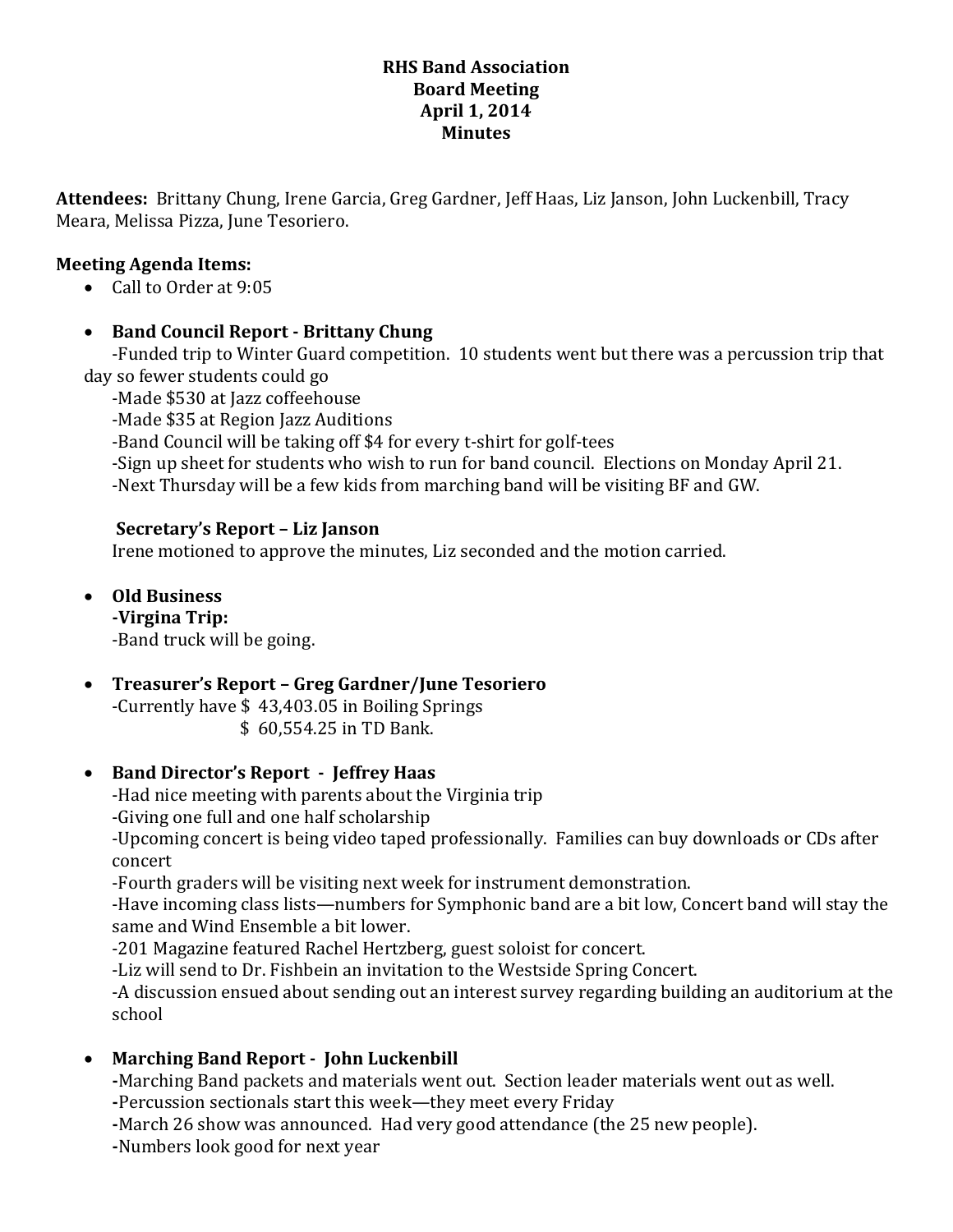**RHS Band Association**
**Board Meeting**
**April 1, 2014**
**Minutes**

**Attendees:** Brittany Chung, Irene Garcia, Greg Gardner, Jeff Haas, Liz Janson, John Luckenbill, Tracy Meara, Melissa Pizza, June Tesoriero.

**Meeting Agenda Items:**

- Call to Order at 9:05

- **Band Council Report - Brittany Chung**
  -Funded trip to Winter Guard competition. 10 students went but there was a percussion trip that day so fewer students could go
  -Made $530 at Jazz coffeehouse
  -Made $35 at Region Jazz Auditions
  -Band Council will be taking off $4 for every t-shirt for golf-tees
  -Sign up sheet for students who wish to run for band council. Elections on Monday April 21.
  -Next Thursday will be a few kids from marching band will be visiting BF and GW.

  **Secretary's Report – Liz Janson**
  Irene motioned to approve the minutes, Liz seconded and the motion carried.

- **Old Business**
  **-Virgina Trip:**
  -Band truck will be going.

- **Treasurer's Report – Greg Gardner/June Tesoriero**
  -Currently have $ 43,403.05 in Boiling Springs
  $ 60,554.25 in TD Bank.

- **Band Director's Report - Jeffrey Haas**
  -Had nice meeting with parents about the Virginia trip
  -Giving one full and one half scholarship
  -Upcoming concert is being video taped professionally. Families can buy downloads or CDs after concert
  -Fourth graders will be visiting next week for instrument demonstration.
  -Have incoming class lists—numbers for Symphonic band are a bit low, Concert band will stay the same and Wind Ensemble a bit lower.
  -201 Magazine featured Rachel Hertzberg, guest soloist for concert.
  -Liz will send to Dr. Fishbein an invitation to the Westside Spring Concert.
  -A discussion ensued about sending out an interest survey regarding building an auditorium at the school

- **Marching Band Report - John Luckenbill**
  -Marching Band packets and materials went out. Section leader materials went out as well.
  -Percussion sectionals start this week—they meet every Friday
  -March 26 show was announced. Had very good attendance (the 25 new people).
  -Numbers look good for next year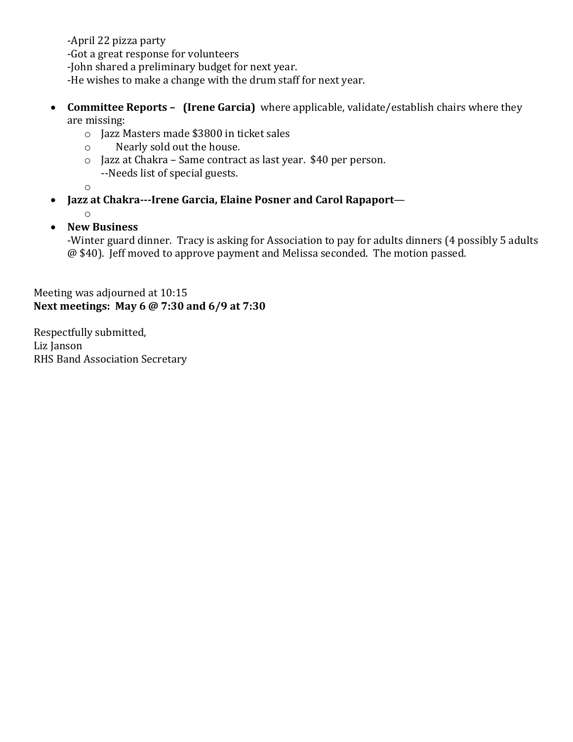-April 22 pizza party
-Got a great response for volunteers
-John shared a preliminary budget for next year.
-He wishes to make a change with the drum staff for next year.

- **Committee Reports – (Irene Garcia)** where applicable, validate/establish chairs where they are missing:
    - Jazz Masters made $3800 in ticket sales
    - Nearly sold out the house.
    - Jazz at Chakra – Same contract as last year. $40 per person.
      --Needs list of special guests.
    -
- **Jazz at Chakra---Irene Garcia, Elaine Posner and Carol Rapaport**—
    -
- **New Business**
  -Winter guard dinner. Tracy is asking for Association to pay for adults dinners (4 possibly 5 adults @ $40). Jeff moved to approve payment and Melissa seconded. The motion passed.

Meeting was adjourned at 10:15
**Next meetings: May 6 @ 7:30 and 6/9 at 7:30**

Respectfully submitted,
Liz Janson
RHS Band Association Secretary